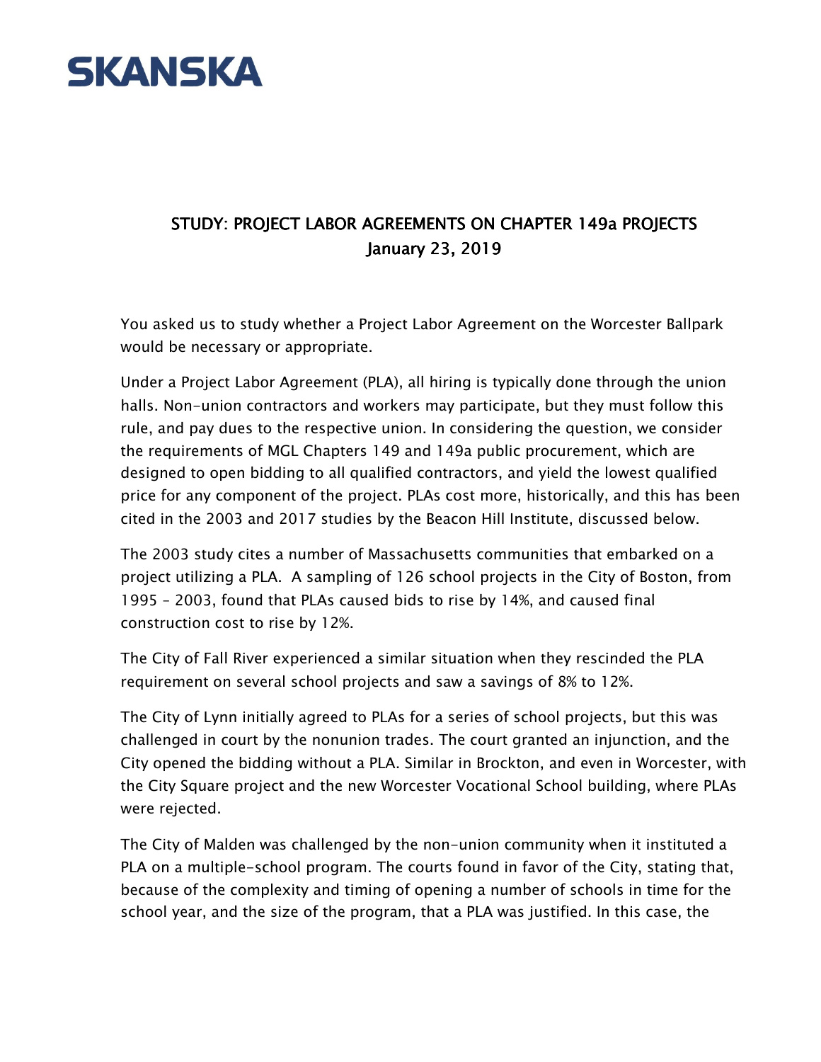SKANSKA

# STUDY: PROJECT LABOR AGREEMENTS ON CHAPTER 149a PROJECTS

January 23, 2019

You asked us to study whether a Project Labor Agreement on the Worcester Ballpark would be necessary or appropriate.

Under a Project Labor Agreement (PLA), all hiring is typically done through the union halls. Non-union contractors and workers may participate, but they must follow this rule, and pay dues to the respective union. In considering the question, we consider the requirements of MGL Chapters 149 and 149a public procurement, which are designed to open bidding to all qualified contractors, and yield the lowest qualified price for any component of the project. PLAs cost more, historically, and this has been cited in the 2003 and 2017 studies by the Beacon Hill Institute, discussed below.

The 2003 study cites a number of Massachusetts communities that embarked on a project utilizing a PLA. A sampling of 126 school projects in the City of Boston, from 1995 – 2003, found that PLAs caused bids to rise by 14%, and caused final construction cost to rise by 12%.

The City of Fall River experienced a similar situation when they rescinded the PLA requirement on several school projects and saw a savings of 8% to 12%.

The City of Lynn initially agreed to PLAs for a series of school projects, but this was challenged in court by the nonunion trades. The court granted an injunction, and the City opened the bidding without a PLA. Similar in Brockton, and even in Worcester, with the City Square project and the new Worcester Vocational School building, where PLAs were rejected.

The City of Malden was challenged by the non-union community when it instituted a PLA on a multiple-school program. The courts found in favor of the City, stating that, because of the complexity and timing of opening a number of schools in time for the school year, and the size of the program, that a PLA was justified. In this case, the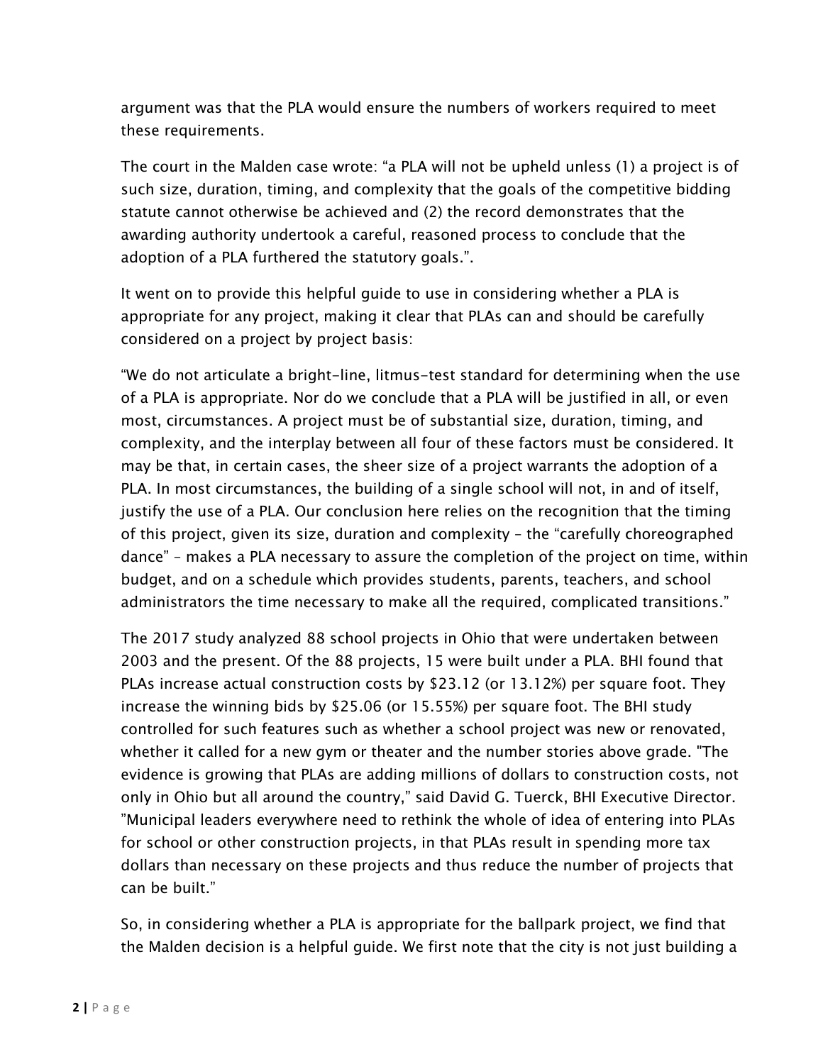argument was that the PLA would ensure the numbers of workers required to meet these requirements.

The court in the Malden case wrote: "a PLA will not be upheld unless (1) a project is of such size, duration, timing, and complexity that the goals of the competitive bidding statute cannot otherwise be achieved and (2) the record demonstrates that the awarding authority undertook a careful, reasoned process to conclude that the adoption of a PLA furthered the statutory goals.".

It went on to provide this helpful guide to use in considering whether a PLA is appropriate for any project, making it clear that PLAs can and should be carefully considered on a project by project basis:

"We do not articulate a bright-line, litmus-test standard for determining when the use of a PLA is appropriate. Nor do we conclude that a PLA will be justified in all, or even most, circumstances. A project must be of substantial size, duration, timing, and complexity, and the interplay between all four of these factors must be considered. It may be that, in certain cases, the sheer size of a project warrants the adoption of a PLA. In most circumstances, the building of a single school will not, in and of itself, justify the use of a PLA. Our conclusion here relies on the recognition that the timing of this project, given its size, duration and complexity – the "carefully choreographed dance" – makes a PLA necessary to assure the completion of the project on time, within budget, and on a schedule which provides students, parents, teachers, and school administrators the time necessary to make all the required, complicated transitions."

The 2017 study analyzed 88 school projects in Ohio that were undertaken between 2003 and the present. Of the 88 projects, 15 were built under a PLA. BHI found that PLAs increase actual construction costs by $23.12 (or 13.12%) per square foot. They increase the winning bids by $25.06 (or 15.55%) per square foot. The BHI study controlled for such features such as whether a school project was new or renovated, whether it called for a new gym or theater and the number stories above grade. "The evidence is growing that PLAs are adding millions of dollars to construction costs, not only in Ohio but all around the country," said David G. Tuerck, BHI Executive Director. "Municipal leaders everywhere need to rethink the whole of idea of entering into PLAs for school or other construction projects, in that PLAs result in spending more tax dollars than necessary on these projects and thus reduce the number of projects that can be built."

So, in considering whether a PLA is appropriate for the ballpark project, we find that the Malden decision is a helpful guide. We first note that the city is not just building a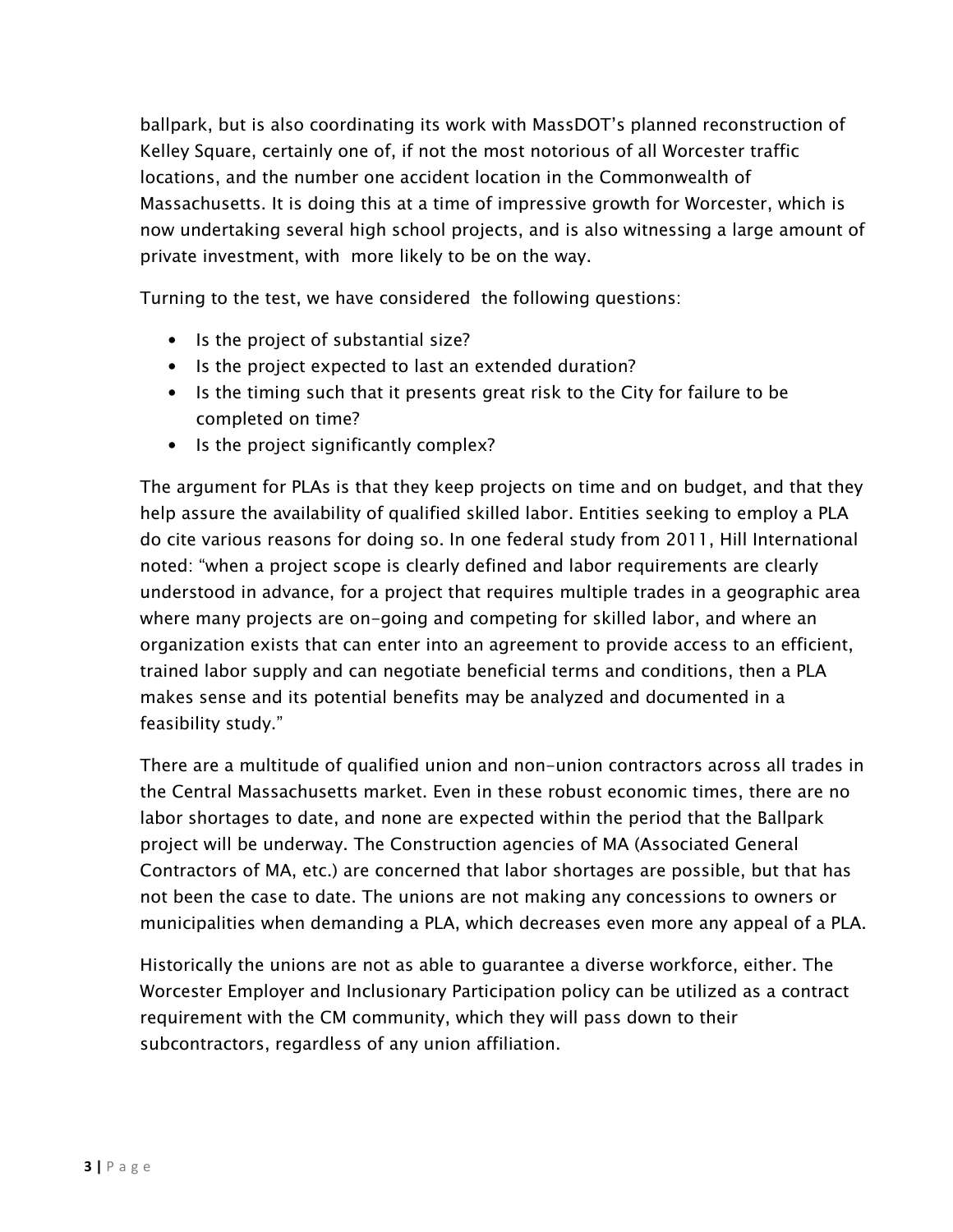ballpark, but is also coordinating its work with MassDOT's planned reconstruction of Kelley Square, certainly one of, if not the most notorious of all Worcester traffic locations, and the number one accident location in the Commonwealth of Massachusetts. It is doing this at a time of impressive growth for Worcester, which is now undertaking several high school projects, and is also witnessing a large amount of private investment, with more likely to be on the way.

Turning to the test, we have considered the following questions:

- Is the project of substantial size?
- Is the project expected to last an extended duration?
- Is the timing such that it presents great risk to the City for failure to be completed on time?
- Is the project significantly complex?

The argument for PLAs is that they keep projects on time and on budget, and that they help assure the availability of qualified skilled labor. Entities seeking to employ a PLA do cite various reasons for doing so. In one federal study from 2011, Hill International noted: "when a project scope is clearly defined and labor requirements are clearly understood in advance, for a project that requires multiple trades in a geographic area where many projects are on-going and competing for skilled labor, and where an organization exists that can enter into an agreement to provide access to an efficient, trained labor supply and can negotiate beneficial terms and conditions, then a PLA makes sense and its potential benefits may be analyzed and documented in a feasibility study."

There are a multitude of qualified union and non-union contractors across all trades in the Central Massachusetts market. Even in these robust economic times, there are no labor shortages to date, and none are expected within the period that the Ballpark project will be underway. The Construction agencies of MA (Associated General Contractors of MA, etc.) are concerned that labor shortages are possible, but that has not been the case to date. The unions are not making any concessions to owners or municipalities when demanding a PLA, which decreases even more any appeal of a PLA.

Historically the unions are not as able to guarantee a diverse workforce, either. The Worcester Employer and Inclusionary Participation policy can be utilized as a contract requirement with the CM community, which they will pass down to their subcontractors, regardless of any union affiliation.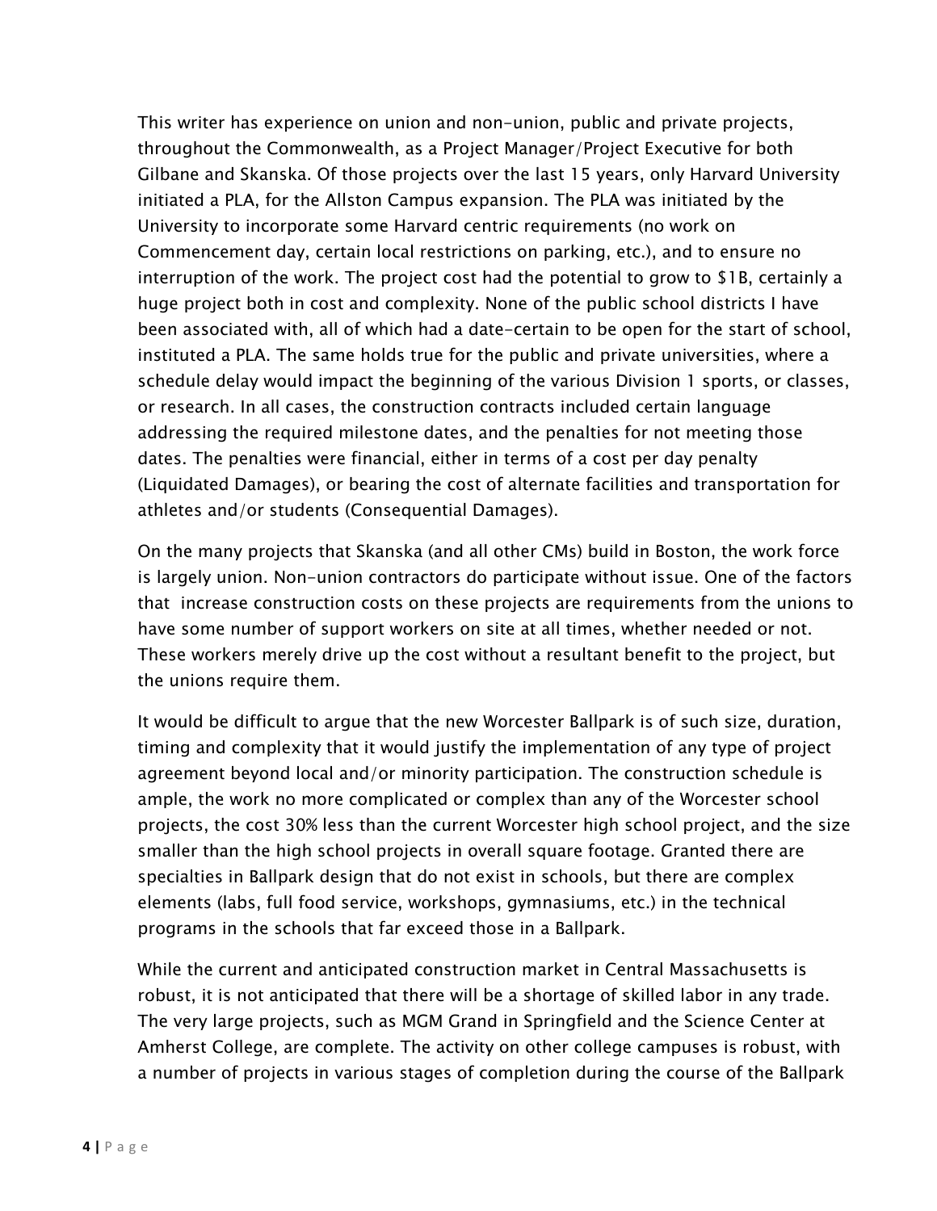This writer has experience on union and non-union, public and private projects, throughout the Commonwealth, as a Project Manager/Project Executive for both Gilbane and Skanska. Of those projects over the last 15 years, only Harvard University initiated a PLA, for the Allston Campus expansion. The PLA was initiated by the University to incorporate some Harvard centric requirements (no work on Commencement day, certain local restrictions on parking, etc.), and to ensure no interruption of the work. The project cost had the potential to grow to $1B, certainly a huge project both in cost and complexity. None of the public school districts I have been associated with, all of which had a date-certain to be open for the start of school, instituted a PLA. The same holds true for the public and private universities, where a schedule delay would impact the beginning of the various Division 1 sports, or classes, or research. In all cases, the construction contracts included certain language addressing the required milestone dates, and the penalties for not meeting those dates. The penalties were financial, either in terms of a cost per day penalty (Liquidated Damages), or bearing the cost of alternate facilities and transportation for athletes and/or students (Consequential Damages).

On the many projects that Skanska (and all other CMs) build in Boston, the work force is largely union. Non-union contractors do participate without issue. One of the factors that increase construction costs on these projects are requirements from the unions to have some number of support workers on site at all times, whether needed or not. These workers merely drive up the cost without a resultant benefit to the project, but the unions require them.

It would be difficult to argue that the new Worcester Ballpark is of such size, duration, timing and complexity that it would justify the implementation of any type of project agreement beyond local and/or minority participation. The construction schedule is ample, the work no more complicated or complex than any of the Worcester school projects, the cost 30% less than the current Worcester high school project, and the size smaller than the high school projects in overall square footage. Granted there are specialties in Ballpark design that do not exist in schools, but there are complex elements (labs, full food service, workshops, gymnasiums, etc.) in the technical programs in the schools that far exceed those in a Ballpark.

While the current and anticipated construction market in Central Massachusetts is robust, it is not anticipated that there will be a shortage of skilled labor in any trade. The very large projects, such as MGM Grand in Springfield and the Science Center at Amherst College, are complete. The activity on other college campuses is robust, with a number of projects in various stages of completion during the course of the Ballpark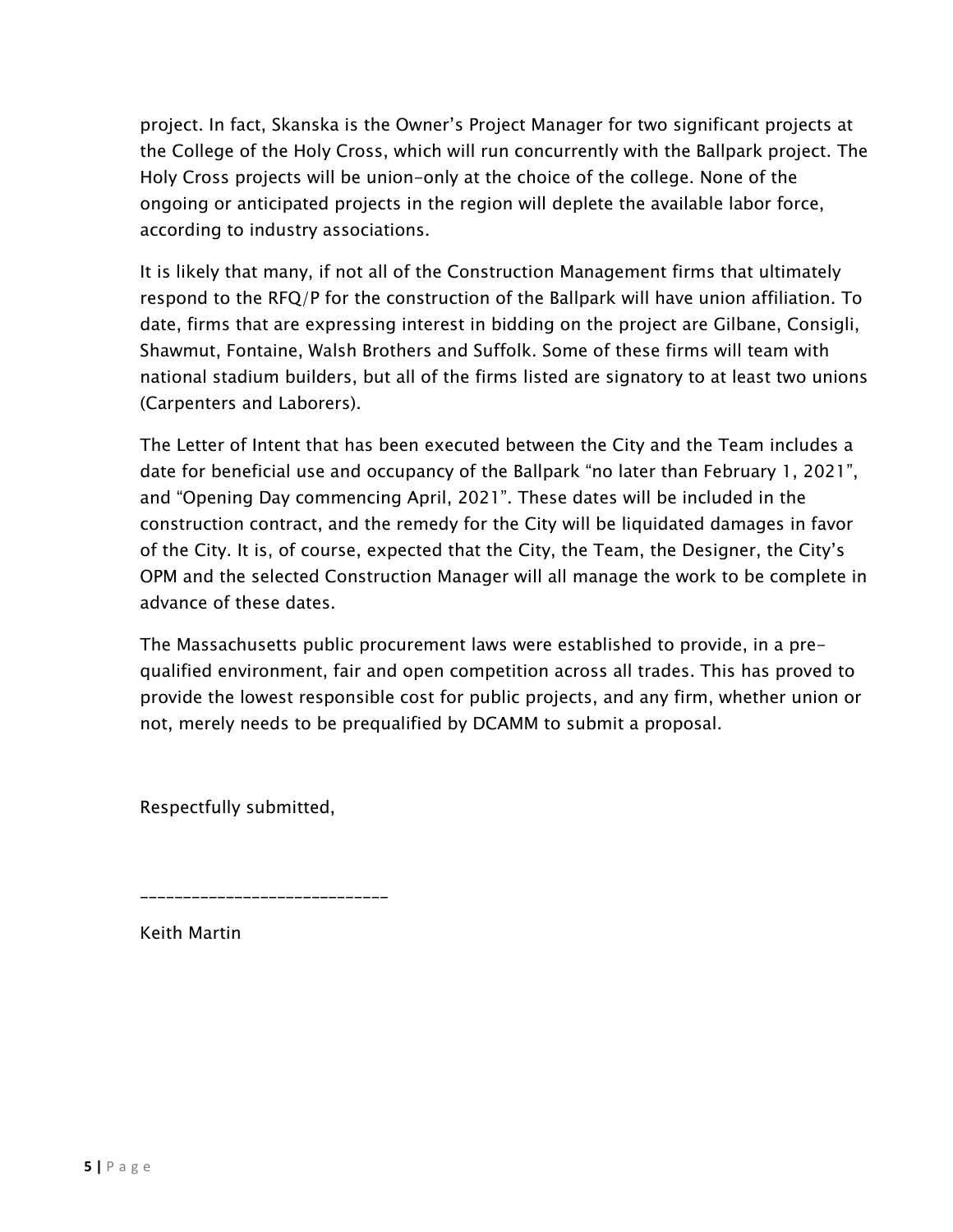project. In fact, Skanska is the Owner's Project Manager for two significant projects at the College of the Holy Cross, which will run concurrently with the Ballpark project. The Holy Cross projects will be union-only at the choice of the college. None of the ongoing or anticipated projects in the region will deplete the available labor force, according to industry associations.

It is likely that many, if not all of the Construction Management firms that ultimately respond to the RFQ/P for the construction of the Ballpark will have union affiliation. To date, firms that are expressing interest in bidding on the project are Gilbane, Consigli, Shawmut, Fontaine, Walsh Brothers and Suffolk. Some of these firms will team with national stadium builders, but all of the firms listed are signatory to at least two unions (Carpenters and Laborers).

The Letter of Intent that has been executed between the City and the Team includes a date for beneficial use and occupancy of the Ballpark "no later than February 1, 2021", and "Opening Day commencing April, 2021". These dates will be included in the construction contract, and the remedy for the City will be liquidated damages in favor of the City. It is, of course, expected that the City, the Team, the Designer, the City's OPM and the selected Construction Manager will all manage the work to be complete in advance of these dates.

The Massachusetts public procurement laws were established to provide, in a pre-qualified environment, fair and open competition across all trades. This has proved to provide the lowest responsible cost for public projects, and any firm, whether union or not, merely needs to be prequalified by DCAMM to submit a proposal.

Respectfully submitted,

\_\_\_\_\_\_\_\_\_\_\_\_\_\_\_\_\_\_\_\_\_\_\_\_\_\_\_\_\_\_

Keith Martin